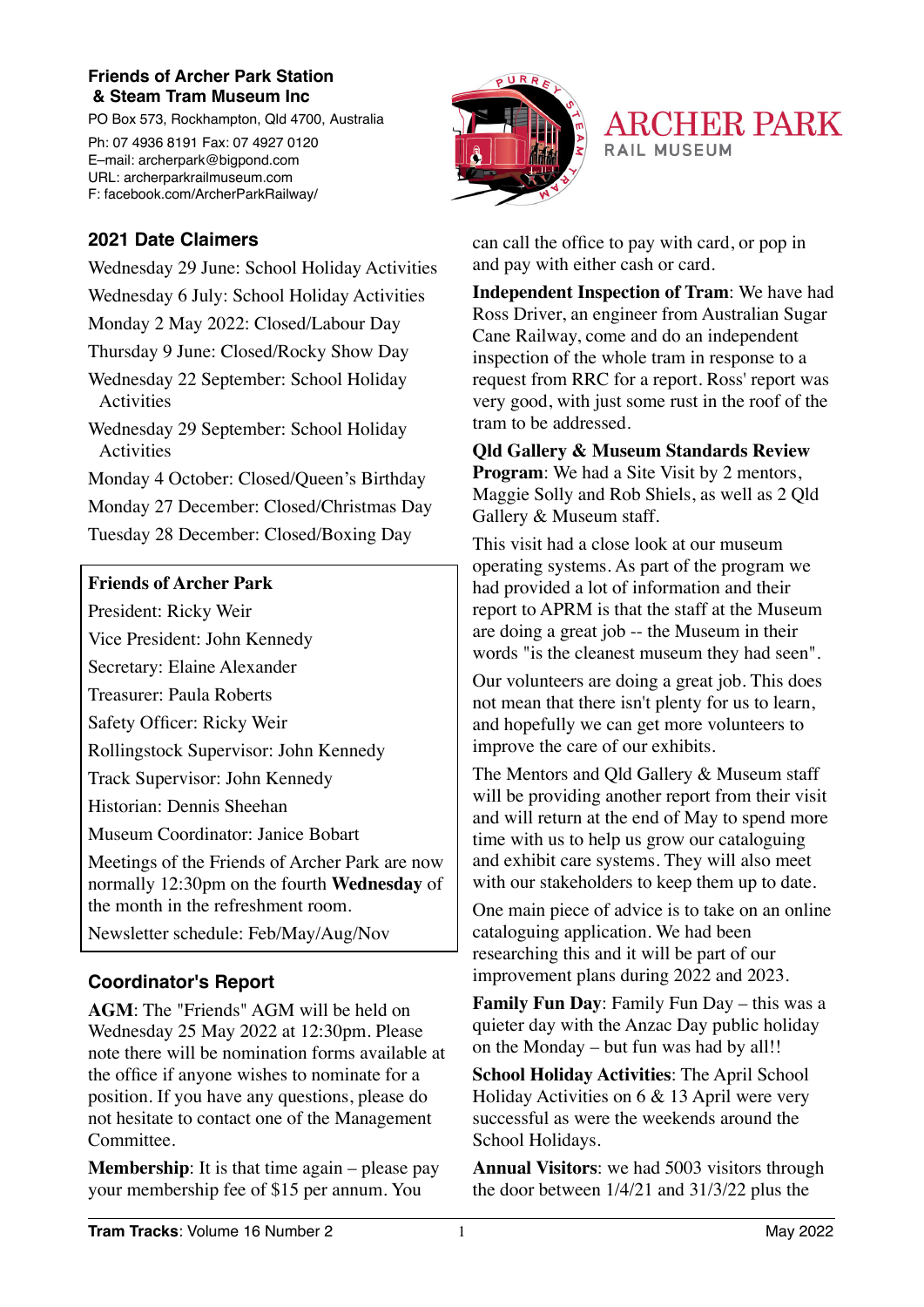**Friends of Archer Park Station & Steam Tram Museum Inc**

PO Box 573, Rockhampton, Qld 4700, Australia

Ph: 07 4936 8191 Fax: 07 4927 0120
E–mail: archerpark@bigpond.com
URL: archerparkrailmuseum.com
F: facebook.com/ArcherParkRailway/

ARCHER PARK RAIL MUSEUM

## 2021 Date Claimers

Wednesday 29 June: School Holiday Activities

Wednesday 6 July: School Holiday Activities

Monday 2 May 2022: Closed/Labour Day

Thursday 9 June: Closed/Rocky Show Day

Wednesday 22 September: School Holiday Activities

Wednesday 29 September: School Holiday Activities

Monday 4 October: Closed/Queen's Birthday

Monday 27 December: Closed/Christmas Day

Tuesday 28 December: Closed/Boxing Day

**Friends of Archer Park**

President: Ricky Weir

Vice President: John Kennedy

Secretary: Elaine Alexander

Treasurer: Paula Roberts

Safety Officer: Ricky Weir

Rollingstock Supervisor: John Kennedy

Track Supervisor: John Kennedy

Historian: Dennis Sheehan

Museum Coordinator: Janice Bobart

Meetings of the Friends of Archer Park are now normally 12:30pm on the fourth **Wednesday** of the month in the refreshment room.

Newsletter schedule: Feb/May/Aug/Nov

## Coordinator's Report

**AGM**: The "Friends" AGM will be held on Wednesday 25 May 2022 at 12:30pm. Please note there will be nomination forms available at the office if anyone wishes to nominate for a position. If you have any questions, please do not hesitate to contact one of the Management Committee.

**Membership**: It is that time again – please pay your membership fee of $15 per annum. You can call the office to pay with card, or pop in and pay with either cash or card.

**Independent Inspection of Tram**: We have had Ross Driver, an engineer from Australian Sugar Cane Railway, come and do an independent inspection of the whole tram in response to a request from RRC for a report. Ross' report was very good, with just some rust in the roof of the tram to be addressed.

**Qld Gallery & Museum Standards Review Program**: We had a Site Visit by 2 mentors, Maggie Solly and Rob Shiels, as well as 2 Qld Gallery & Museum staff.

This visit had a close look at our museum operating systems. As part of the program we had provided a lot of information and their report to APRM is that the staff at the Museum are doing a great job -- the Museum in their words "is the cleanest museum they had seen".

Our volunteers are doing a great job. This does not mean that there isn't plenty for us to learn, and hopefully we can get more volunteers to improve the care of our exhibits.

The Mentors and Qld Gallery & Museum staff will be providing another report from their visit and will return at the end of May to spend more time with us to help us grow our cataloguing and exhibit care systems. They will also meet with our stakeholders to keep them up to date.

One main piece of advice is to take on an online cataloguing application. We had been researching this and it will be part of our improvement plans during 2022 and 2023.

**Family Fun Day**: Family Fun Day – this was a quieter day with the Anzac Day public holiday on the Monday – but fun was had by all!!

**School Holiday Activities**: The April School Holiday Activities on 6 & 13 April were very successful as were the weekends around the School Holidays.

**Annual Visitors**: we had 5003 visitors through the door between 1/4/21 and 31/3/22 plus the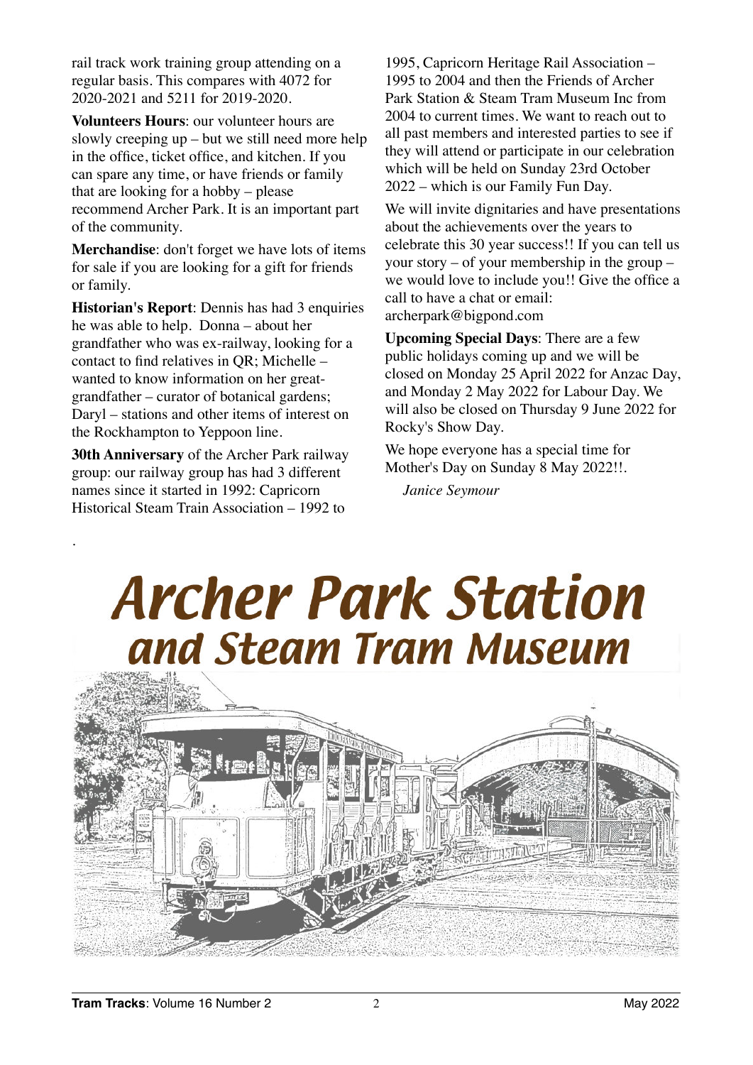rail track work training group attending on a regular basis. This compares with 4072 for 2020-2021 and 5211 for 2019-2020.

**Volunteers Hours**: our volunteer hours are slowly creeping up – but we still need more help in the office, ticket office, and kitchen. If you can spare any time, or have friends or family that are looking for a hobby – please recommend Archer Park. It is an important part of the community.

**Merchandise**: don't forget we have lots of items for sale if you are looking for a gift for friends or family.

**Historian's Report**: Dennis has had 3 enquiries he was able to help. Donna – about her grandfather who was ex-railway, looking for a contact to find relatives in QR; Michelle – wanted to know information on her great-grandfather – curator of botanical gardens; Daryl – stations and other items of interest on the Rockhampton to Yeppoon line.

**30th Anniversary** of the Archer Park railway group: our railway group has had 3 different names since it started in 1992: Capricorn Historical Steam Train Association – 1992 to 1995, Capricorn Heritage Rail Association – 1995 to 2004 and then the Friends of Archer Park Station & Steam Tram Museum Inc from 2004 to current times. We want to reach out to all past members and interested parties to see if they will attend or participate in our celebration which will be held on Sunday 23rd October 2022 – which is our Family Fun Day.

We will invite dignitaries and have presentations about the achievements over the years to celebrate this 30 year success!! If you can tell us your story – of your membership in the group – we would love to include you!! Give the office a call to have a chat or email: archerpark@bigpond.com

**Upcoming Special Days**: There are a few public holidays coming up and we will be closed on Monday 25 April 2022 for Anzac Day, and Monday 2 May 2022 for Labour Day. We will also be closed on Thursday 9 June 2022 for Rocky's Show Day.

We hope everyone has a special time for Mother's Day on Sunday 8 May 2022!!.

*Janice Seymour*

# Archer Park Station
## and Steam Tram Museum